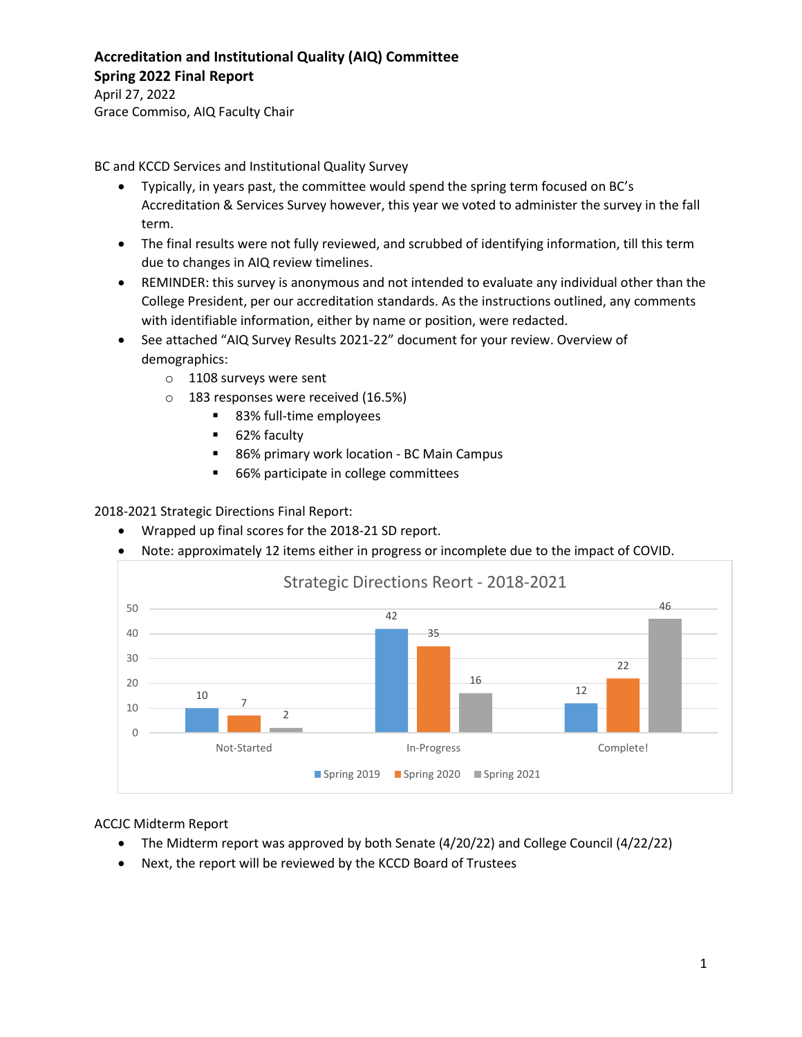**Accreditation and Institutional Quality (AIQ) Committee**
**Spring 2022 Final Report**
April 27, 2022
Grace Commiso, AIQ Faculty Chair

BC and KCCD Services and Institutional Quality Survey

- Typically, in years past, the committee would spend the spring term focused on BC's Accreditation & Services Survey however, this year we voted to administer the survey in the fall term.
- The final results were not fully reviewed, and scrubbed of identifying information, till this term due to changes in AIQ review timelines.
- REMINDER: this survey is anonymous and not intended to evaluate any individual other than the College President, per our accreditation standards. As the instructions outlined, any comments with identifiable information, either by name or position, were redacted.
- See attached "AIQ Survey Results 2021-22" document for your review. Overview of demographics:
  - 1108 surveys were sent
  - 183 responses were received (16.5%)
    - 83% full-time employees
    - 62% faculty
    - 86% primary work location - BC Main Campus
    - 66% participate in college committees

2018-2021 Strategic Directions Final Report:

- Wrapped up final scores for the 2018-21 SD report.
- Note: approximately 12 items either in progress or incomplete due to the impact of COVID.

Strategic Directions Reort - 2018-2021

| | Spring 2019 | Spring 2020 | Spring 2021 |
|---|---|---|---|
| Not-Started | 10 | 7 | 2 |
| In-Progress | 42 | 35 | 16 |
| Complete! | 12 | 22 | 46 |

ACCJC Midterm Report

- The Midterm report was approved by both Senate (4/20/22) and College Council (4/22/22)
- Next, the report will be reviewed by the KCCD Board of Trustees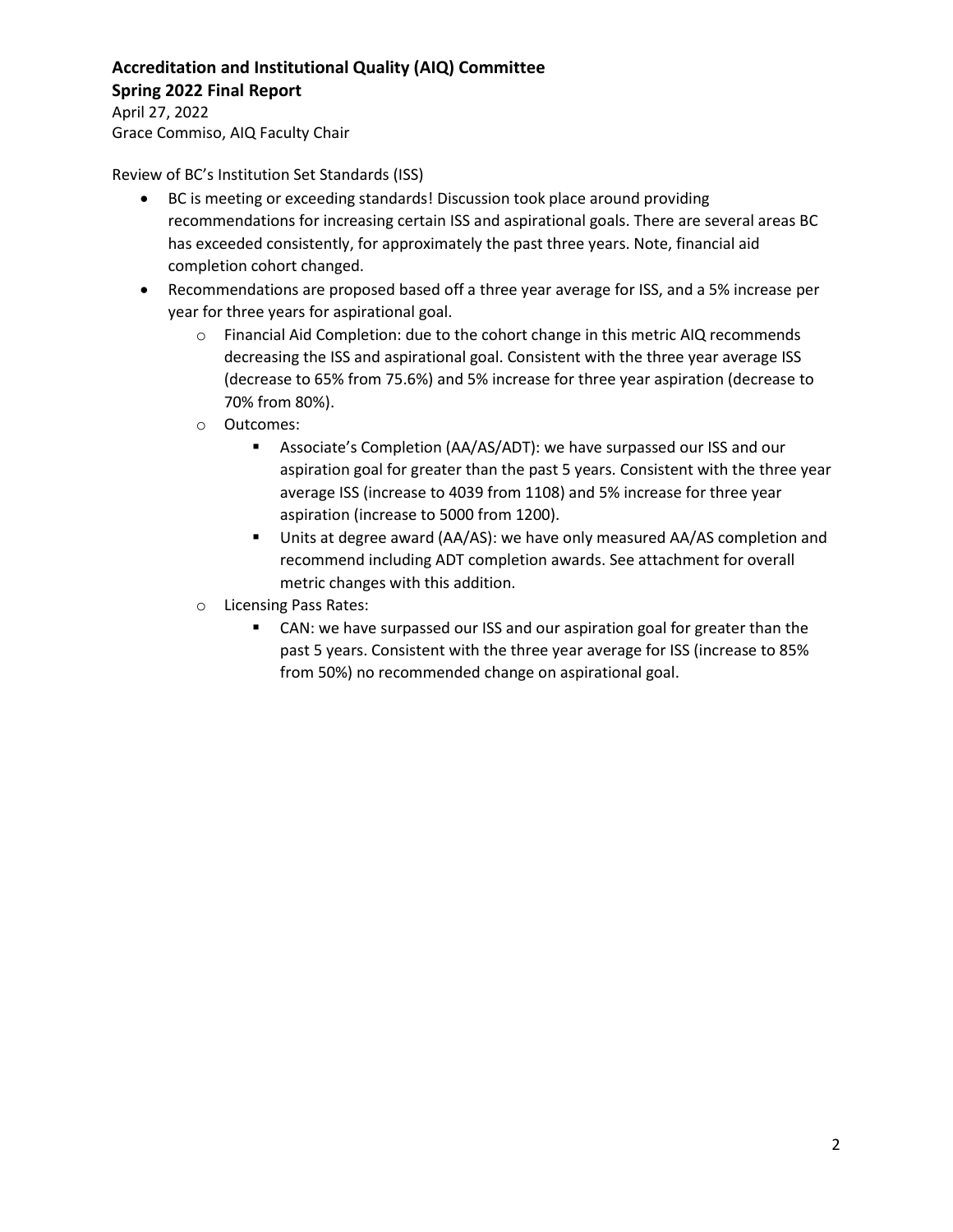**Accreditation and Institutional Quality (AIQ) Committee**
**Spring 2022 Final Report**
April 27, 2022
Grace Commiso, AIQ Faculty Chair

Review of BC's Institution Set Standards (ISS)

- BC is meeting or exceeding standards! Discussion took place around providing recommendations for increasing certain ISS and aspirational goals. There are several areas BC has exceeded consistently, for approximately the past three years. Note, financial aid completion cohort changed.
- Recommendations are proposed based off a three year average for ISS, and a 5% increase per year for three years for aspirational goal.
    - Financial Aid Completion: due to the cohort change in this metric AIQ recommends decreasing the ISS and aspirational goal. Consistent with the three year average ISS (decrease to 65% from 75.6%) and 5% increase for three year aspiration (decrease to 70% from 80%).
    - Outcomes:
        - Associate's Completion (AA/AS/ADT): we have surpassed our ISS and our aspiration goal for greater than the past 5 years. Consistent with the three year average ISS (increase to 4039 from 1108) and 5% increase for three year aspiration (increase to 5000 from 1200).
        - Units at degree award (AA/AS): we have only measured AA/AS completion and recommend including ADT completion awards. See attachment for overall metric changes with this addition.
    - Licensing Pass Rates:
        - CAN: we have surpassed our ISS and our aspiration goal for greater than the past 5 years. Consistent with the three year average for ISS (increase to 85% from 50%) no recommended change on aspirational goal.